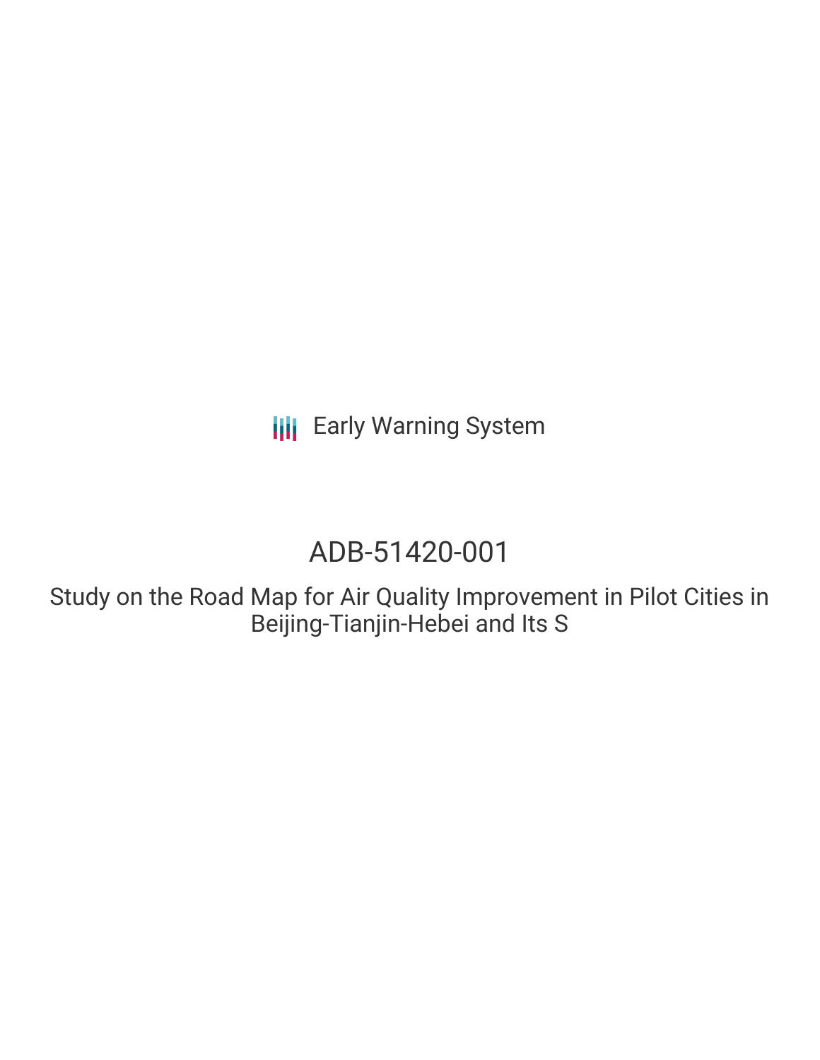Early Warning System

# ADB-51420-001

Study on the Road Map for Air Quality Improvement in Pilot Cities in Beijing-Tianjin-Hebei and Its S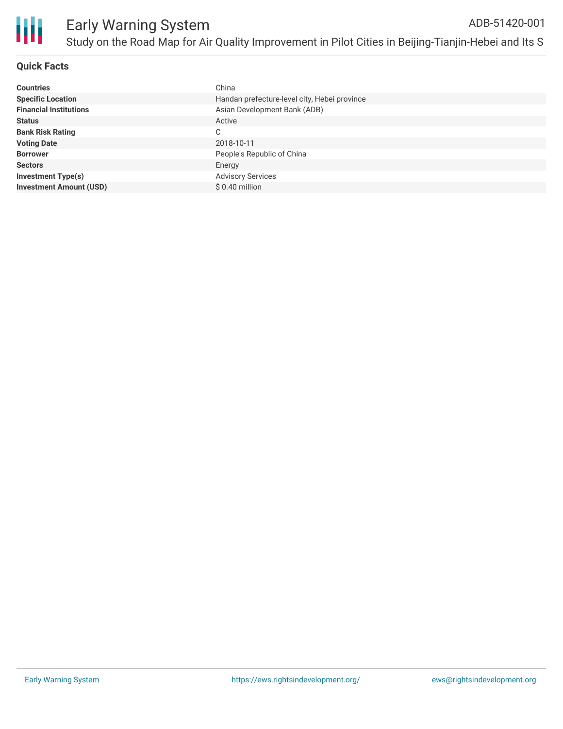## Quick Facts

| | |
|---|---|
| **Countries** | China |
| **Specific Location** | Handan prefecture-level city, Hebei province |
| **Financial Institutions** | Asian Development Bank (ADB) |
| **Status** | Active |
| **Bank Risk Rating** | C |
| **Voting Date** | 2018-10-11 |
| **Borrower** | People's Republic of China |
| **Sectors** | Energy |
| **Investment Type(s)** | Advisory Services |
| **Investment Amount (USD)** | $ 0.40 million |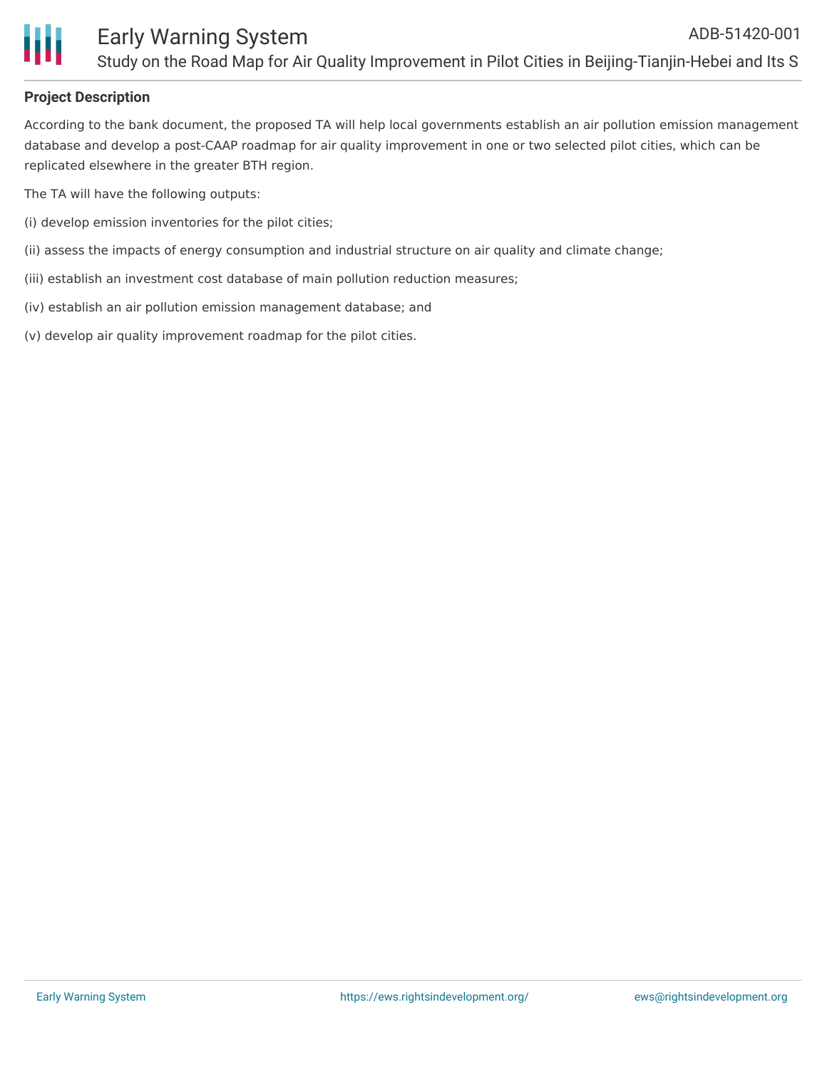**Project Description**

According to the bank document, the proposed TA will help local governments establish an air pollution emission management database and develop a post-CAAP roadmap for air quality improvement in one or two selected pilot cities, which can be replicated elsewhere in the greater BTH region.

The TA will have the following outputs:

(i) develop emission inventories for the pilot cities;

(ii) assess the impacts of energy consumption and industrial structure on air quality and climate change;

(iii) establish an investment cost database of main pollution reduction measures;

(iv) establish an air pollution emission management database; and

(v) develop air quality improvement roadmap for the pilot cities.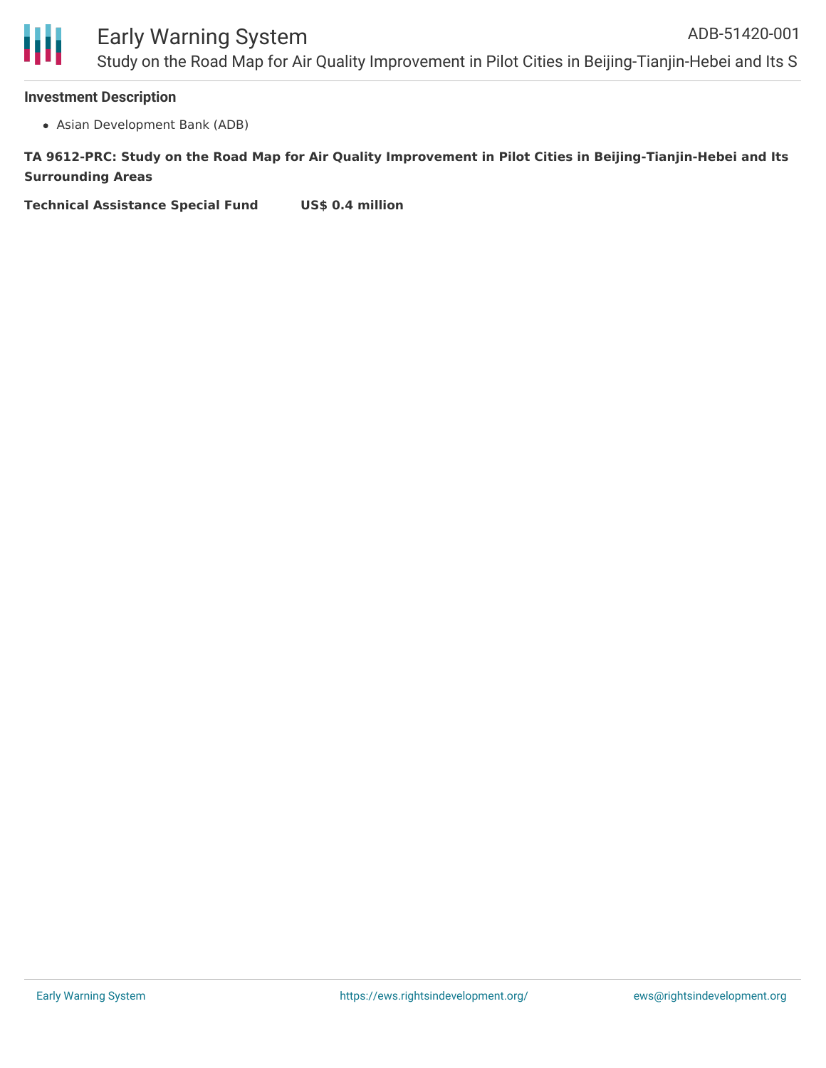**Investment Description**

- Asian Development Bank (ADB)

**TA 9612-PRC: Study on the Road Map for Air Quality Improvement in Pilot Cities in Beijing-Tianjin-Hebei and Its Surrounding Areas**

**Technical Assistance Special Fund US$ 0.4 million**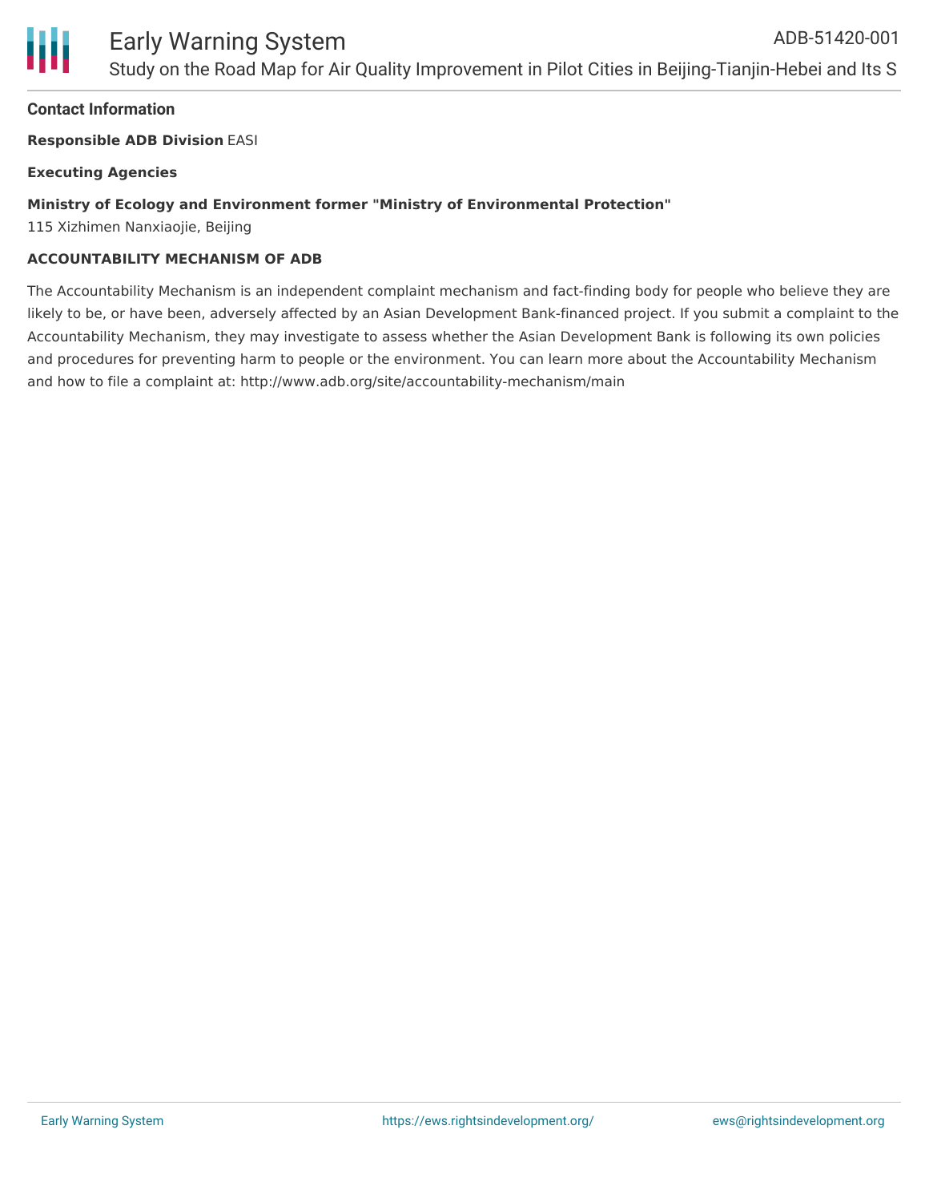## Contact Information

**Responsible ADB Division** EASI

**Executing Agencies**

**Ministry of Ecology and Environment former "Ministry of Environmental Protection"**
115 Xizhimen Nanxiaojie, Beijing

**ACCOUNTABILITY MECHANISM OF ADB**

The Accountability Mechanism is an independent complaint mechanism and fact-finding body for people who believe they are likely to be, or have been, adversely affected by an Asian Development Bank-financed project. If you submit a complaint to the Accountability Mechanism, they may investigate to assess whether the Asian Development Bank is following its own policies and procedures for preventing harm to people or the environment. You can learn more about the Accountability Mechanism and how to file a complaint at: http://www.adb.org/site/accountability-mechanism/main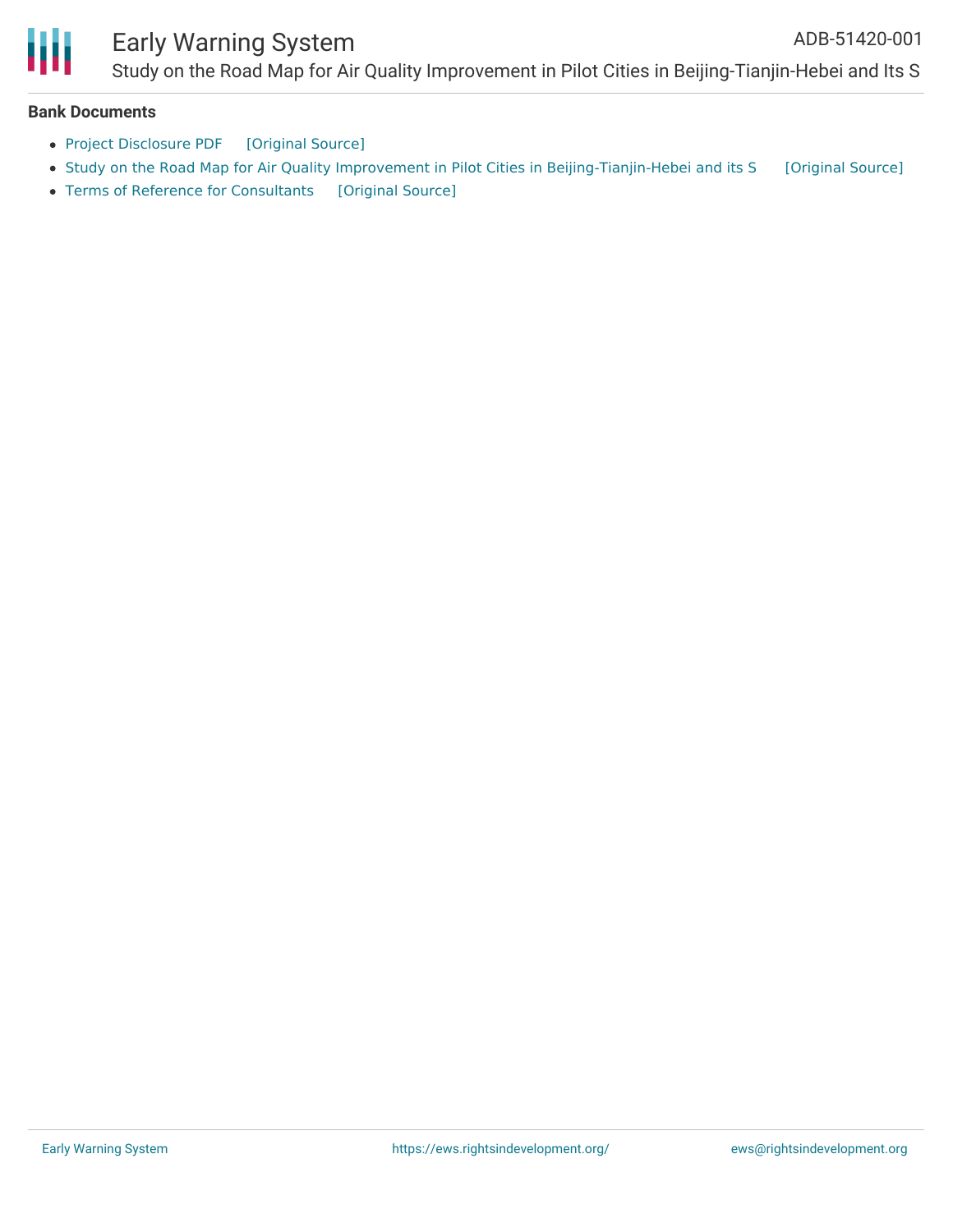**Bank Documents**

- Project Disclosure PDF [Original Source]
- Study on the Road Map for Air Quality Improvement in Pilot Cities in Beijing-Tianjin-Hebei and its S [Original Source]
- Terms of Reference for Consultants [Original Source]